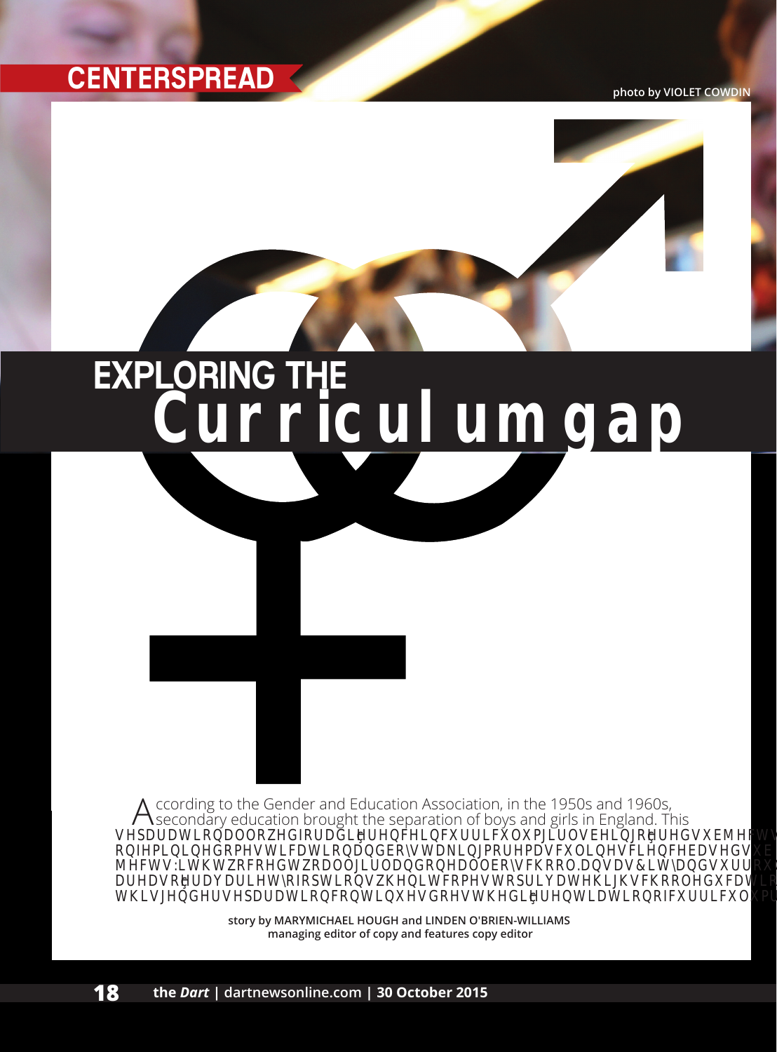# EXPLORING THE Curriculum gap

According to the Gender and Education Association, in the 1950s and 1960s, secondary education brought the separation of boys and girls in England. This separation allowed for a difference in curriculum, girls being offered subjects on feminine domestication and boys taking more masculine science based subjects. With two coed, two all girl and one all boy school, Kansas City and surrou areas offer a variety of options when it comes to private high school educatio this gender separation continues, does the differentiation of curriculum

story by MARYMICHAEL HOUGH and LINDEN O'BRIEN-WILLIAMS
managing editor of copy and features copy editor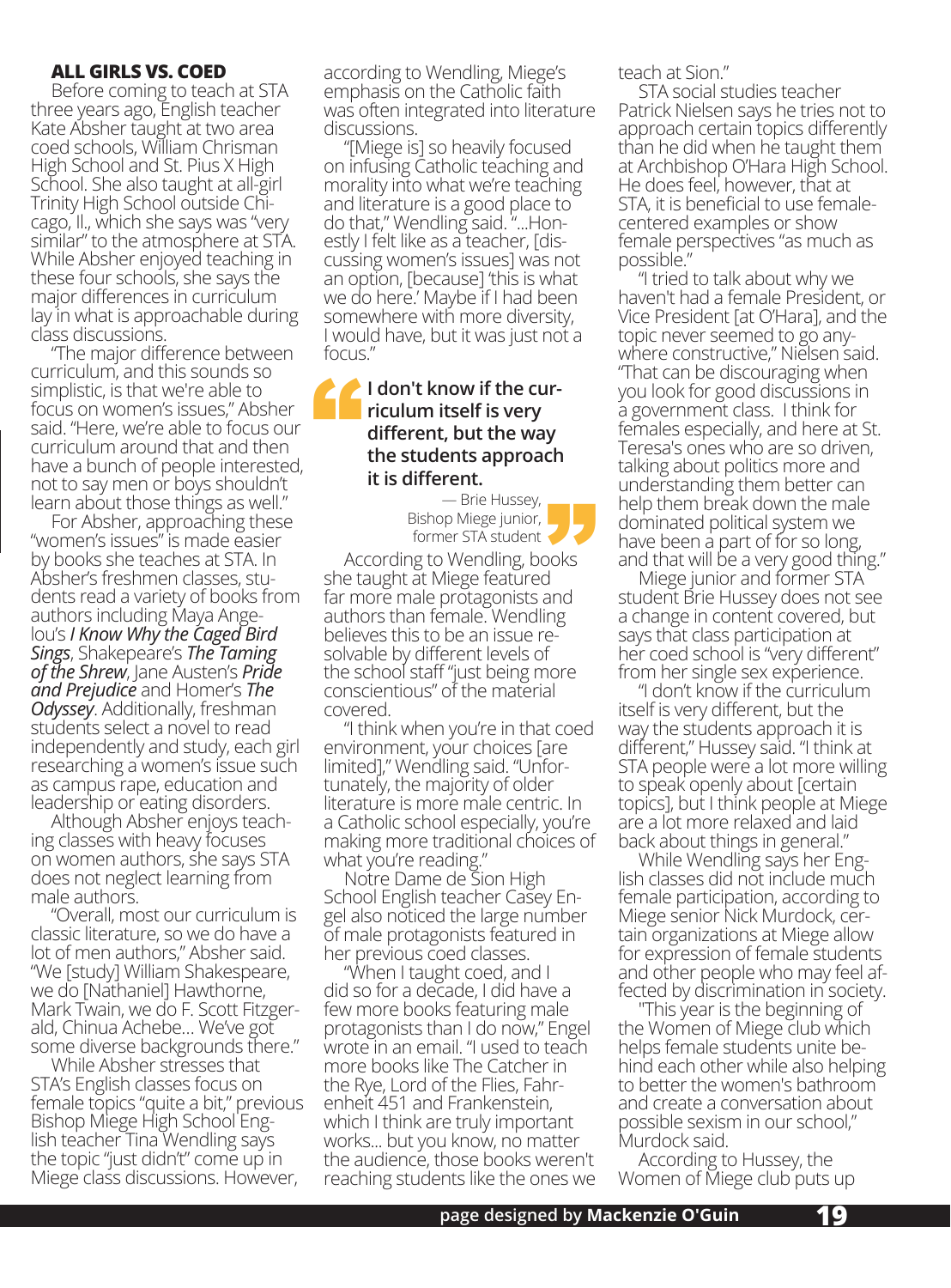## ALL GIRLS VS. COED

Before coming to teach at STA three years ago, English teacher Kate Absher taught at two area coed schools, William Chrisman High School and St. Pius X High School. She also taught at all-girl Trinity High School outside Chicago, Il., which she says was "very similar" to the atmosphere at STA. While Absher enjoyed teaching in these four schools, she says the major differences in curriculum lay in what is approachable during class discussions.

"The major difference between curriculum, and this sounds so simplistic, is that we're able to focus on women's issues," Absher said. "Here, we're able to focus our curriculum around that and then have a bunch of people interested, not to say men or boys shouldn't learn about those things as well."

For Absher, approaching these "women's issues" is made easier by books she teaches at STA. In Absher's freshmen classes, students read a variety of books from authors including Maya Angelou's ***I Know Why the Caged Bird Sings***, Shakespeare's ***The Taming of the Shrew***, Jane Austen's ***Pride and Prejudice*** and Homer's ***The Odyssey***. Additionally, freshman students select a novel to read independently and study, each girl researching a women's issue such as campus rape, education and leadership or eating disorders.

Although Absher enjoys teaching classes with heavy focuses on women authors, she says STA does not neglect learning from male authors.

"Overall, most our curriculum is classic literature, so we do have a lot of men authors," Absher said. "We [study] William Shakespeare, we do [Nathaniel] Hawthorne, Mark Twain, we do F. Scott Fitzgerald, Chinua Achebe... We've got some diverse backgrounds there."

While Absher stresses that STA's English classes focus on female topics "quite a bit," previous Bishop Miege High School English teacher Tina Wendling says the topic "just didn't" come up in Miege class discussions. However, according to Wendling, Miege's emphasis on the Catholic faith was often integrated into literature discussions.

"[Miege is] so heavily focused on infusing Catholic teaching and morality into what we're teaching and literature is a good place to do that," Wendling said. "...Honestly I felt like as a teacher, [discussing women's issues] was not an option, [because] 'this is what we do here.' Maybe if I had been somewhere with more diversity, I would have, but it was just not a focus."

> **I don't know if the curriculum itself is very different, but the way the students approach it is different.**
>
> — Brie Hussey, Bishop Miege junior, former STA student

According to Wendling, books she taught at Miege featured far more male protagonists and authors than female. Wendling believes this to be an issue resolvable by different levels of the school staff "just being more conscientious" of the material covered.

"I think when you're in that coed environment, your choices [are limited]," Wendling said. "Unfortunately, the majority of older literature is more male centric. In a Catholic school especially, you're making more traditional choices of what you're reading."

Notre Dame de Sion High School English teacher Casey Engel also noticed the large number of male protagonists featured in her previous coed classes.

"When I taught coed, and I did so for a decade, I did have a few more books featuring male protagonists than I do now," Engel wrote in an email. "I used to teach more books like The Catcher in the Rye, Lord of the Flies, Fahrenheit 451 and Frankenstein, which I think are truly important works... but you know, no matter the audience, those books weren't reaching students like the ones we teach at Sion."

STA social studies teacher Patrick Nielsen says he tries not to approach certain topics differently than he did when he taught them at Archbishop O'Hara High School. He does feel, however, that at STA, it is beneficial to use female-centered examples or show female perspectives "as much as possible."

"I tried to talk about why we haven't had a female President, or Vice President [at O'Hara], and the topic never seemed to go anywhere constructive," Nielsen said. "That can be discouraging when you look for good discussions in a government class. I think for females especially, and here at St. Teresa's ones who are so driven, talking about politics more and understanding them better can help them break down the male dominated political system we have been a part of for so long, and that will be a very good thing."

Miege junior and former STA student Brie Hussey does not see a change in content covered, but says that class participation at her coed school is "very different" from her single sex experience.

"I don't know if the curriculum itself is very different, but the way the students approach it is different," Hussey said. "I think at STA people were a lot more willing to speak openly about [certain topics], but I think people at Miege are a lot more relaxed and laid back about things in general."

While Wendling says her English classes did not include much female participation, according to Miege senior Nick Murdock, certain organizations at Miege allow for expression of female students and other people who may feel affected by discrimination in society.

"This year is the beginning of the Women of Miege club which helps female students unite behind each other while also helping to better the women's bathroom and create a conversation about possible sexism in our school," Murdock said.

According to Hussey, the Women of Miege club puts up

page designed by **Mackenzie O'Guin**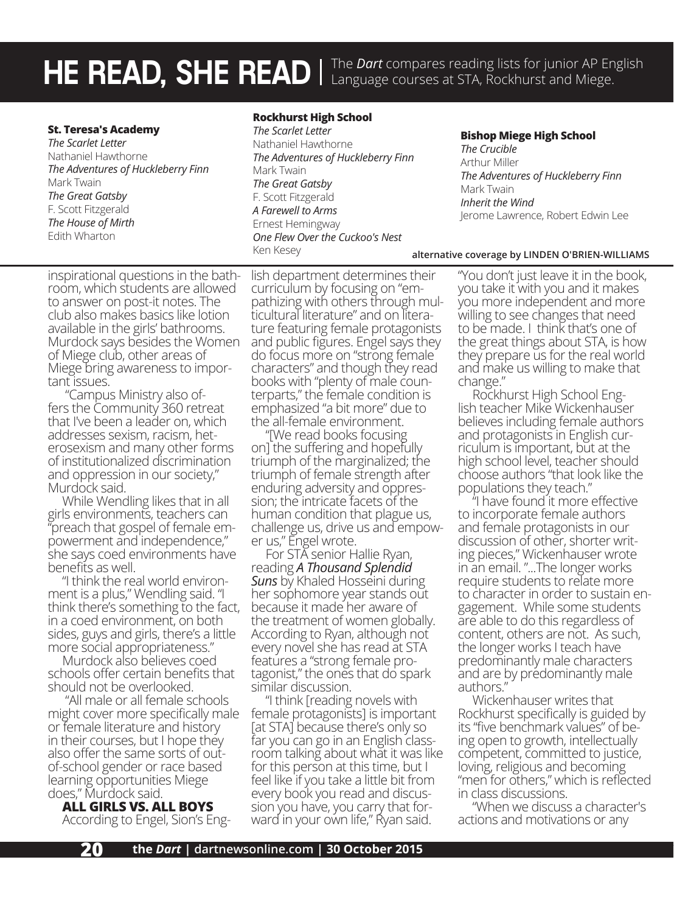# HE READ, SHE READ

The *Dart* compares reading lists for junior AP English Language courses at STA, Rockhurst and Miege.

**St. Teresa's Academy**

*The Scarlet Letter*
Nathaniel Hawthorne
*The Adventures of Huckleberry Finn*
Mark Twain
*The Great Gatsby*
F. Scott Fitzgerald
*The House of Mirth*
Edith Wharton

**Rockhurst High School**

*The Scarlet Letter*
Nathaniel Hawthorne
*The Adventures of Huckleberry Finn*
Mark Twain
*The Great Gatsby*
F. Scott Fitzgerald
*A Farewell to Arms*
Ernest Hemingway
*One Flew Over the Cuckoo's Nest*
Ken Kesey

**Bishop Miege High School**

*The Crucible*
Arthur Miller
*The Adventures of Huckleberry Finn*
Mark Twain
*Inherit the Wind*
Jerome Lawrence, Robert Edwin Lee

alternative coverage by LINDEN O'BRIEN-WILLIAMS

inspirational questions in the bathroom, which students are allowed to answer on post-it notes. The club also makes basics like lotion available in the girls' bathrooms. Murdock says besides the Women of Miege club, other areas of Miege bring awareness to important issues.

"Campus Ministry also offers the Community 360 retreat that I've been a leader on, which addresses sexism, racism, heterosexism and many other forms of institutionalized discrimination and oppression in our society," Murdock said.

While Wendling likes that in all girls environments, teachers can "preach that gospel of female empowerment and independence," she says coed environments have benefits as well.

"I think the real world environment is a plus," Wendling said. "I think there's something to the fact, in a coed environment, on both sides, guys and girls, there's a little more social appropriateness."

Murdock also believes coed schools offer certain benefits that should not be overlooked.

"All male or all female schools might cover more specifically male or female literature and history in their courses, but I hope they also offer the same sorts of out-of-school gender or race based learning opportunities Miege does," Murdock said.

## ALL GIRLS VS. ALL BOYS

According to Engel, Sion's English department determines their curriculum by focusing on "empathizing with others through multicultural literature" and on literature featuring female protagonists and public figures. Engel says they do focus more on "strong female characters" and though they read books with "plenty of male counterparts," the female condition is emphasized "a bit more" due to the all-female environment.

"[We read books focusing on] the suffering and hopefully triumph of the marginalized; the triumph of female strength after enduring adversity and oppression; the intricate facets of the human condition that plague us, challenge us, drive us and empower us," Engel wrote.

For STA senior Hallie Ryan, reading ***A Thousand Splendid Suns*** by Khaled Hosseini during her sophomore year stands out because it made her aware of the treatment of women globally. According to Ryan, although not every novel she has read at STA features a "strong female protagonist," the ones that do spark similar discussion.

"I think [reading novels with female protagonists] is important [at STA] because there's only so far you can go in an English classroom talking about what it was like for this person at this time, but I feel like if you take a little bit from every book you read and discussion you have, you carry that forward in your own life," Ryan said. "You don't just leave it in the book, you take it with you and it makes you more independent and more willing to see changes that need to be made. I think that's one of the great things about STA, is how they prepare us for the real world and make us willing to make that change."

Rockhurst High School English teacher Mike Wickenhauser believes including female authors and protagonists in English curriculum is important, but at the high school level, teacher should choose authors "that look like the populations they teach."

"I have found it more effective to incorporate female authors and female protagonists in our discussion of other, shorter writing pieces," Wickenhauser wrote in an email. "...The longer works require students to relate more to character in order to sustain engagement. While some students are able to do this regardless of content, others are not. As such, the longer works I teach have predominantly male characters and are by predominantly male authors."

Wickenhauser writes that Rockhurst specifically is guided by its "five benchmark values" of being open to growth, intellectually competent, committed to justice, loving, religious and becoming "men for others," which is reflected in class discussions.

"When we discuss a character's actions and motivations or any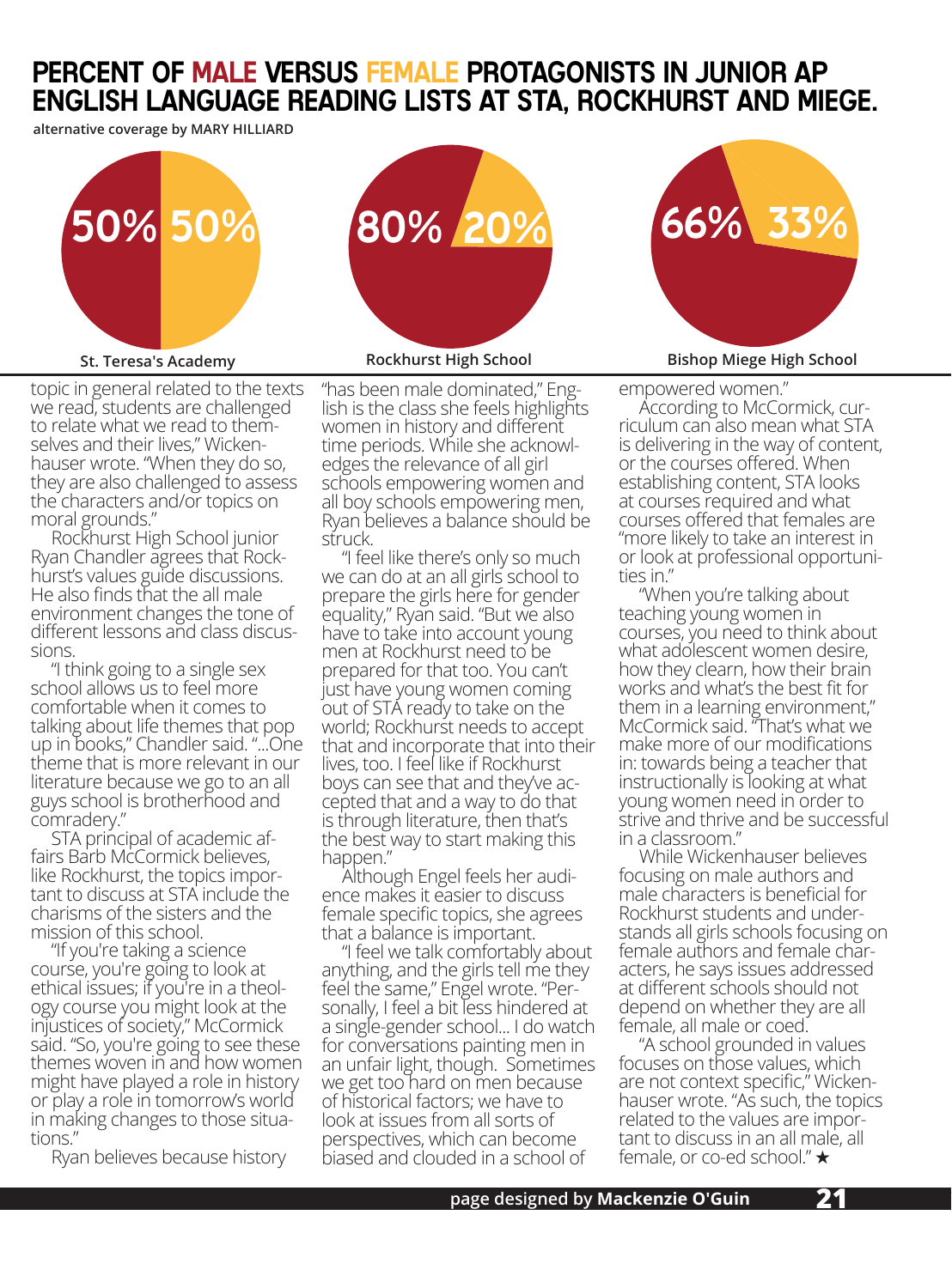# PERCENT OF MALE VERSUS FEMALE PROTAGONISTS IN JUNIOR AP ENGLISH LANGUAGE READING LISTS AT STA, ROCKHURST AND MIEGE.

**alternative coverage by MARY HILLIARD**

50% 50%
St. Teresa's Academy

80% 20%
Rockhurst High School

66% 33%
Bishop Miege High School

topic in general related to the texts we read, students are challenged to relate what we read to themselves and their lives," Wickenhauser wrote. "When they do so, they are also challenged to assess the characters and/or topics on moral grounds."

Rockhurst High School junior Ryan Chandler agrees that Rockhurst's values guide discussions. He also finds that the all male environment changes the tone of different lessons and class discussions.

"I think going to a single sex school allows us to feel more comfortable when it comes to talking about life themes that pop up in books," Chandler said. "...One theme that is more relevant in our literature because we go to an all guys school is brotherhood and comradery."

STA principal of academic affairs Barb McCormick believes, like Rockhurst, the topics important to discuss at STA include the charisms of the sisters and the mission of this school.

"If you're taking a science course, you're going to look at ethical issues; if you're in a theology course you might look at the injustices of society," McCormick said. "So, you're going to see these themes woven in and how women might have played a role in history or play a role in tomorrow's world in making changes to those situations."

Ryan believes because history "has been male dominated," English is the class she feels highlights women in history and different time periods. While she acknowledges the relevance of all girl schools empowering women and all boy schools empowering men, Ryan believes a balance should be struck.

"I feel like there's only so much we can do at an all girls school to prepare the girls here for gender equality," Ryan said. "But we also have to take into account young men at Rockhurst need to be prepared for that too. You can't just have young women coming out of STA ready to take on the world; Rockhurst needs to accept that and incorporate that into their lives, too. I feel like if Rockhurst boys can see that and they've accepted that and a way to do that is through literature, then that's the best way to start making this happen."

Although Engel feels her audience makes it easier to discuss female specific topics, she agrees that a balance is important.

"I feel we talk comfortably about anything, and the girls tell me they feel the same," Engel wrote. "Personally, I feel a bit less hindered at a single-gender school... I do watch for conversations painting men in an unfair light, though. Sometimes we get too hard on men because of historical factors; we have to look at issues from all sorts of perspectives, which can become biased and clouded in a school of empowered women."

According to McCormick, curriculum can also mean what STA is delivering in the way of content, or the courses offered. When establishing content, STA looks at courses required and what courses offered that females are "more likely to take an interest in or look at professional opportunities in."

"When you're talking about teaching young women in courses, you need to think about what adolescent women desire, how they clearn, how their brain works and what's the best fit for them in a learning environment," McCormick said. "That's what we make more of our modifications in: towards being a teacher that instructionally is looking at what young women need in order to strive and thrive and be successful in a classroom."

While Wickenhauser believes focusing on male authors and male characters is beneficial for Rockhurst students and understands all girls schools focusing on female authors and female characters, he says issues addressed at different schools should not depend on whether they are all female, all male or coed.

"A school grounded in values focuses on those values, which are not context specific," Wickenhauser wrote. "As such, the topics related to the values are important to discuss in an all male, all female, or co-ed school." ★

page designed by **Mackenzie O'Guin**